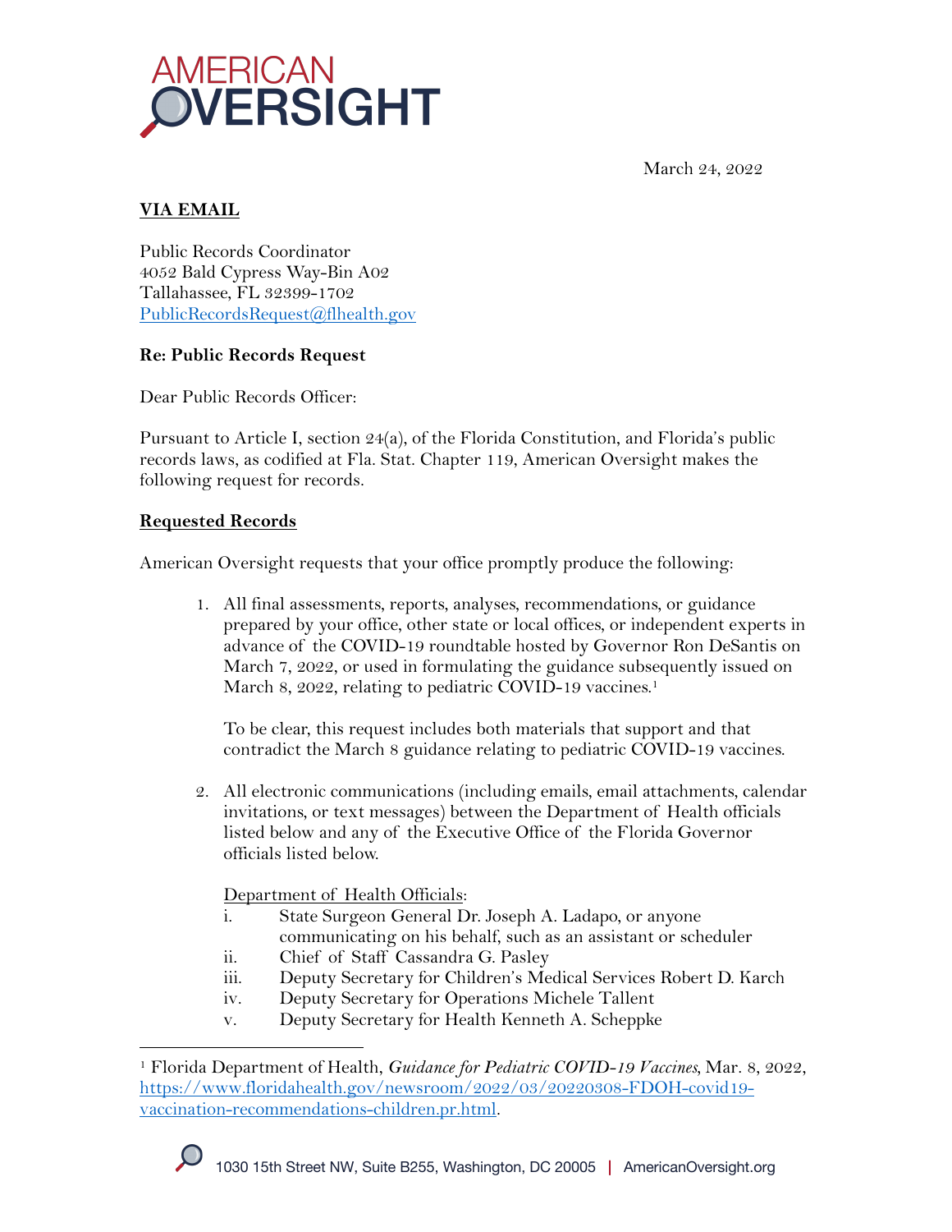AMERICAN OVERSIGHT

March 24, 2022

**VIA EMAIL**

Public Records Coordinator
4052 Bald Cypress Way-Bin A02
Tallahassee, FL 32399-1702
PublicRecordsRequest@flhealth.gov

**Re: Public Records Request**

Dear Public Records Officer:

Pursuant to Article I, section 24(a), of the Florida Constitution, and Florida's public records laws, as codified at Fla. Stat. Chapter 119, American Oversight makes the following request for records.

**Requested Records**

American Oversight requests that your office promptly produce the following:

1. All final assessments, reports, analyses, recommendations, or guidance prepared by your office, other state or local offices, or independent experts in advance of the COVID-19 roundtable hosted by Governor Ron DeSantis on March 7, 2022, or used in formulating the guidance subsequently issued on March 8, 2022, relating to pediatric COVID-19 vaccines.[1]

   To be clear, this request includes both materials that support and that contradict the March 8 guidance relating to pediatric COVID-19 vaccines.

2. All electronic communications (including emails, email attachments, calendar invitations, or text messages) between the Department of Health officials listed below and any of the Executive Office of the Florida Governor officials listed below.

   Department of Health Officials:

   i. State Surgeon General Dr. Joseph A. Ladapo, or anyone communicating on his behalf, such as an assistant or scheduler
   ii. Chief of Staff Cassandra G. Pasley
   iii. Deputy Secretary for Children's Medical Services Robert D. Karch
   iv. Deputy Secretary for Operations Michele Tallent
   v. Deputy Secretary for Health Kenneth A. Scheppke

---

[1] Florida Department of Health, *Guidance for Pediatric COVID-19 Vaccines*, Mar. 8, 2022, https://www.floridahealth.gov/newsroom/2022/03/20220308-FDOH-covid19-vaccination-recommendations-children.pr.html.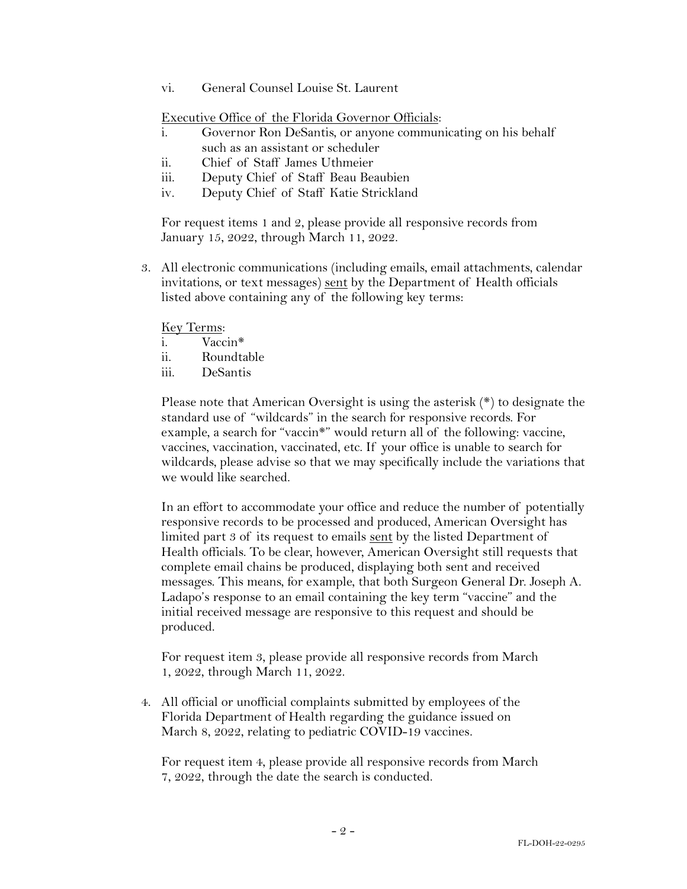vi. General Counsel Louise St. Laurent

<u>Executive Office of the Florida Governor Officials</u>:

i. Governor Ron DeSantis, or anyone communicating on his behalf such as an assistant or scheduler
ii. Chief of Staff James Uthmeier
iii. Deputy Chief of Staff Beau Beaubien
iv. Deputy Chief of Staff Katie Strickland

For request items 1 and 2, please provide all responsive records from January 15, 2022, through March 11, 2022.

3. All electronic communications (including emails, email attachments, calendar invitations, or text messages) <u>sent</u> by the Department of Health officials listed above containing any of the following key terms:

   <u>Key Terms</u>:

   i. Vaccin*
   ii. Roundtable
   iii. DeSantis

   Please note that American Oversight is using the asterisk (*) to designate the standard use of "wildcards" in the search for responsive records. For example, a search for "vaccin*" would return all of the following: vaccine, vaccines, vaccination, vaccinated, etc. If your office is unable to search for wildcards, please advise so that we may specifically include the variations that we would like searched.

   In an effort to accommodate your office and reduce the number of potentially responsive records to be processed and produced, American Oversight has limited part 3 of its request to emails <u>sent</u> by the listed Department of Health officials. To be clear, however, American Oversight still requests that complete email chains be produced, displaying both sent and received messages. This means, for example, that both Surgeon General Dr. Joseph A. Ladapo's response to an email containing the key term "vaccine" and the initial received message are responsive to this request and should be produced.

   For request item 3, please provide all responsive records from March 1, 2022, through March 11, 2022.

4. All official or unofficial complaints submitted by employees of the Florida Department of Health regarding the guidance issued on March 8, 2022, relating to pediatric COVID-19 vaccines.

   For request item 4, please provide all responsive records from March 7, 2022, through the date the search is conducted.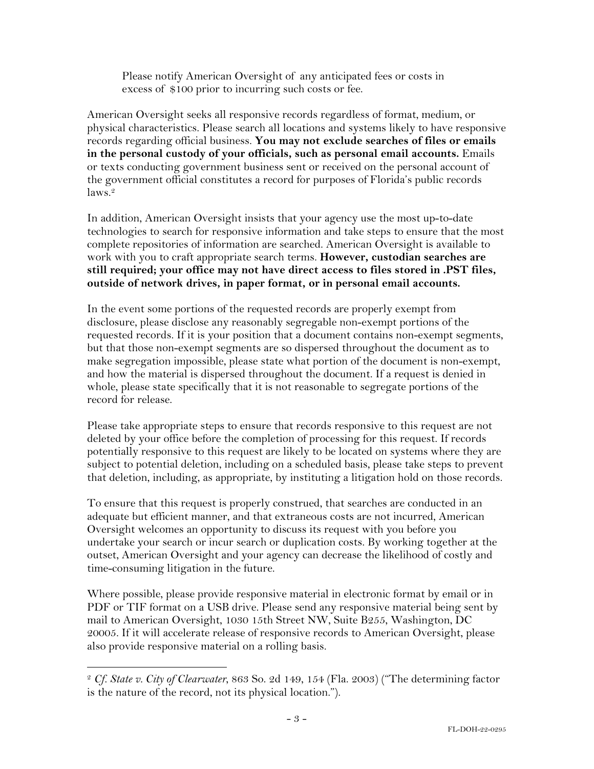Please notify American Oversight of any anticipated fees or costs in excess of $100 prior to incurring such costs or fee.

American Oversight seeks all responsive records regardless of format, medium, or physical characteristics. Please search all locations and systems likely to have responsive records regarding official business. **You may not exclude searches of files or emails in the personal custody of your officials, such as personal email accounts.** Emails or texts conducting government business sent or received on the personal account of the government official constitutes a record for purposes of Florida's public records laws.[2]

In addition, American Oversight insists that your agency use the most up-to-date technologies to search for responsive information and take steps to ensure that the most complete repositories of information are searched. American Oversight is available to work with you to craft appropriate search terms. **However, custodian searches are still required; your office may not have direct access to files stored in .PST files, outside of network drives, in paper format, or in personal email accounts.**

In the event some portions of the requested records are properly exempt from disclosure, please disclose any reasonably segregable non-exempt portions of the requested records. If it is your position that a document contains non-exempt segments, but that those non-exempt segments are so dispersed throughout the document as to make segregation impossible, please state what portion of the document is non-exempt, and how the material is dispersed throughout the document. If a request is denied in whole, please state specifically that it is not reasonable to segregate portions of the record for release.

Please take appropriate steps to ensure that records responsive to this request are not deleted by your office before the completion of processing for this request. If records potentially responsive to this request are likely to be located on systems where they are subject to potential deletion, including on a scheduled basis, please take steps to prevent that deletion, including, as appropriate, by instituting a litigation hold on those records.

To ensure that this request is properly construed, that searches are conducted in an adequate but efficient manner, and that extraneous costs are not incurred, American Oversight welcomes an opportunity to discuss its request with you before you undertake your search or incur search or duplication costs. By working together at the outset, American Oversight and your agency can decrease the likelihood of costly and time-consuming litigation in the future.

Where possible, please provide responsive material in electronic format by email or in PDF or TIF format on a USB drive. Please send any responsive material being sent by mail to American Oversight, 1030 15th Street NW, Suite B255, Washington, DC 20005. If it will accelerate release of responsive records to American Oversight, please also provide responsive material on a rolling basis.

---

[2] *Cf. State v. City of Clearwater*, 863 So. 2d 149, 154 (Fla. 2003) ("The determining factor is the nature of the record, not its physical location.").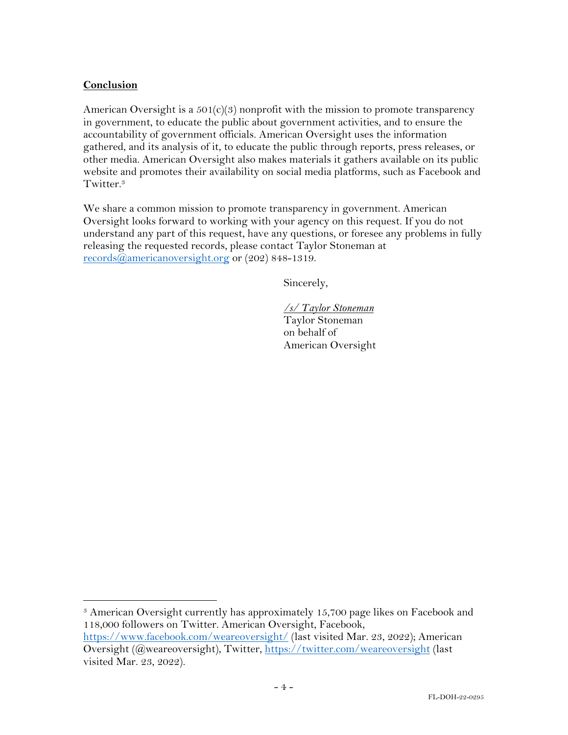**Conclusion**

American Oversight is a 501(c)(3) nonprofit with the mission to promote transparency in government, to educate the public about government activities, and to ensure the accountability of government officials. American Oversight uses the information gathered, and its analysis of it, to educate the public through reports, press releases, or other media. American Oversight also makes materials it gathers available on its public website and promotes their availability on social media platforms, such as Facebook and Twitter.[3]

We share a common mission to promote transparency in government. American Oversight looks forward to working with your agency on this request. If you do not understand any part of this request, have any questions, or foresee any problems in fully releasing the requested records, please contact Taylor Stoneman at records@americanoversight.org or (202) 848-1319.

Sincerely,

*/s/ Taylor Stoneman*
Taylor Stoneman
on behalf of
American Oversight

---

[3] American Oversight currently has approximately 15,700 page likes on Facebook and 118,000 followers on Twitter. American Oversight, Facebook, https://www.facebook.com/weareoversight/ (last visited Mar. 23, 2022); American Oversight (@weareoversight), Twitter, https://twitter.com/weareoversight (last visited Mar. 23, 2022).

FL-DOH-22-0295